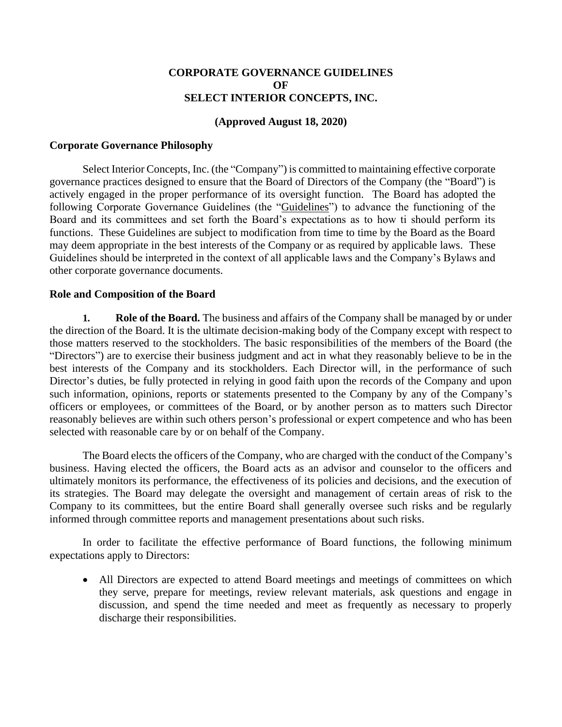# CORPORATE GOVERNANCE GUIDELINES
# OF
# SELECT INTERIOR CONCEPTS, INC.

**(Approved August 18, 2020)**

## Corporate Governance Philosophy

Select Interior Concepts, Inc. (the "Company") is committed to maintaining effective corporate governance practices designed to ensure that the Board of Directors of the Company (the "Board") is actively engaged in the proper performance of its oversight function. The Board has adopted the following Corporate Governance Guidelines (the "Guidelines") to advance the functioning of the Board and its committees and set forth the Board's expectations as to how ti should perform its functions. These Guidelines are subject to modification from time to time by the Board as the Board may deem appropriate in the best interests of the Company or as required by applicable laws. These Guidelines should be interpreted in the context of all applicable laws and the Company's Bylaws and other corporate governance documents.

## Role and Composition of the Board

**1. Role of the Board.** The business and affairs of the Company shall be managed by or under the direction of the Board. It is the ultimate decision-making body of the Company except with respect to those matters reserved to the stockholders. The basic responsibilities of the members of the Board (the "Directors") are to exercise their business judgment and act in what they reasonably believe to be in the best interests of the Company and its stockholders. Each Director will, in the performance of such Director's duties, be fully protected in relying in good faith upon the records of the Company and upon such information, opinions, reports or statements presented to the Company by any of the Company's officers or employees, or committees of the Board, or by another person as to matters such Director reasonably believes are within such others person's professional or expert competence and who has been selected with reasonable care by or on behalf of the Company.

The Board elects the officers of the Company, who are charged with the conduct of the Company's business. Having elected the officers, the Board acts as an advisor and counselor to the officers and ultimately monitors its performance, the effectiveness of its policies and decisions, and the execution of its strategies. The Board may delegate the oversight and management of certain areas of risk to the Company to its committees, but the entire Board shall generally oversee such risks and be regularly informed through committee reports and management presentations about such risks.

In order to facilitate the effective performance of Board functions, the following minimum expectations apply to Directors:

- All Directors are expected to attend Board meetings and meetings of committees on which they serve, prepare for meetings, review relevant materials, ask questions and engage in discussion, and spend the time needed and meet as frequently as necessary to properly discharge their responsibilities.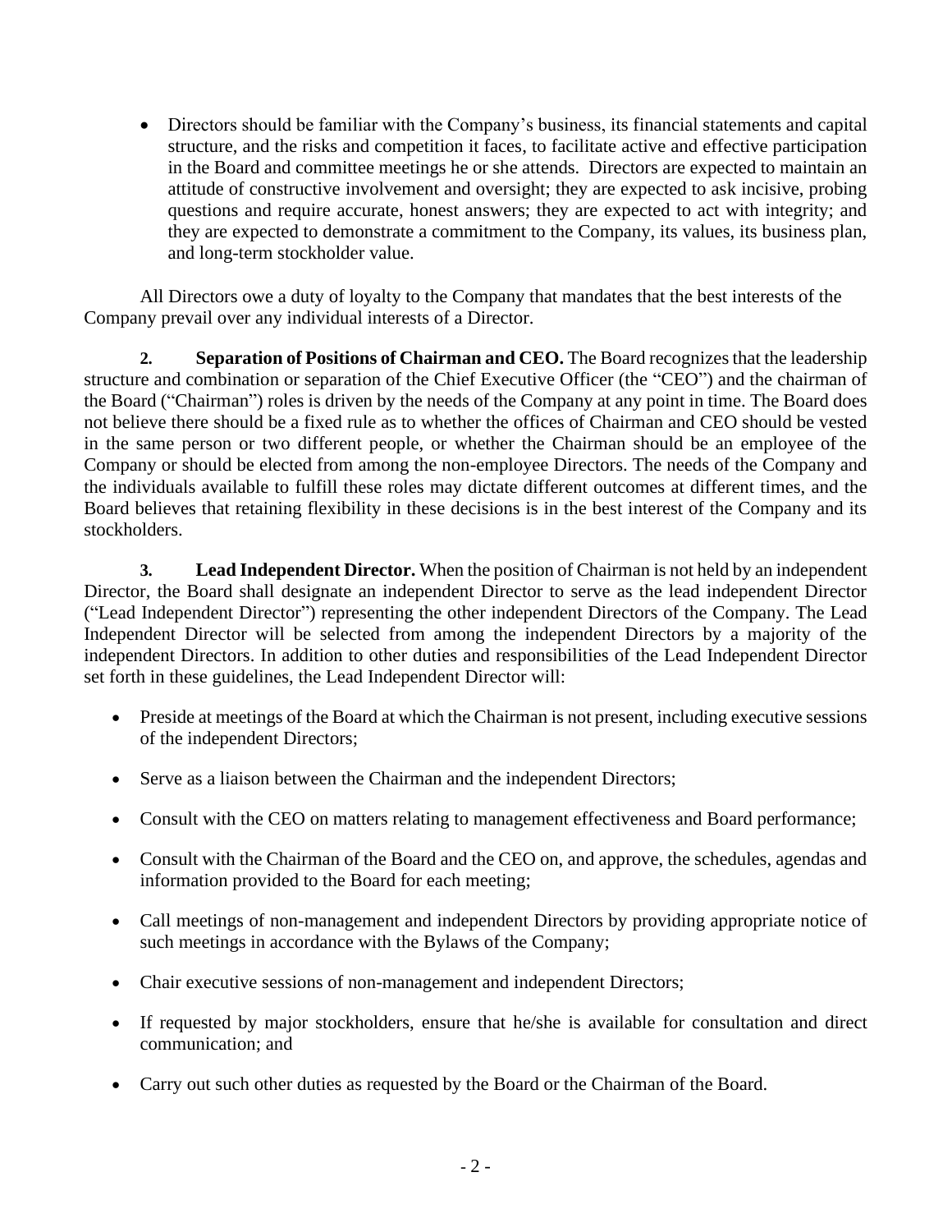- Directors should be familiar with the Company's business, its financial statements and capital structure, and the risks and competition it faces, to facilitate active and effective participation in the Board and committee meetings he or she attends. Directors are expected to maintain an attitude of constructive involvement and oversight; they are expected to ask incisive, probing questions and require accurate, honest answers; they are expected to act with integrity; and they are expected to demonstrate a commitment to the Company, its values, its business plan, and long-term stockholder value.

All Directors owe a duty of loyalty to the Company that mandates that the best interests of the Company prevail over any individual interests of a Director.

**2. Separation of Positions of Chairman and CEO.** The Board recognizes that the leadership structure and combination or separation of the Chief Executive Officer (the "CEO") and the chairman of the Board ("Chairman") roles is driven by the needs of the Company at any point in time. The Board does not believe there should be a fixed rule as to whether the offices of Chairman and CEO should be vested in the same person or two different people, or whether the Chairman should be an employee of the Company or should be elected from among the non-employee Directors. The needs of the Company and the individuals available to fulfill these roles may dictate different outcomes at different times, and the Board believes that retaining flexibility in these decisions is in the best interest of the Company and its stockholders.

**3. Lead Independent Director.** When the position of Chairman is not held by an independent Director, the Board shall designate an independent Director to serve as the lead independent Director ("Lead Independent Director") representing the other independent Directors of the Company. The Lead Independent Director will be selected from among the independent Directors by a majority of the independent Directors. In addition to other duties and responsibilities of the Lead Independent Director set forth in these guidelines, the Lead Independent Director will:

- Preside at meetings of the Board at which the Chairman is not present, including executive sessions of the independent Directors;
- Serve as a liaison between the Chairman and the independent Directors;
- Consult with the CEO on matters relating to management effectiveness and Board performance;
- Consult with the Chairman of the Board and the CEO on, and approve, the schedules, agendas and information provided to the Board for each meeting;
- Call meetings of non-management and independent Directors by providing appropriate notice of such meetings in accordance with the Bylaws of the Company;
- Chair executive sessions of non-management and independent Directors;
- If requested by major stockholders, ensure that he/she is available for consultation and direct communication; and
- Carry out such other duties as requested by the Board or the Chairman of the Board.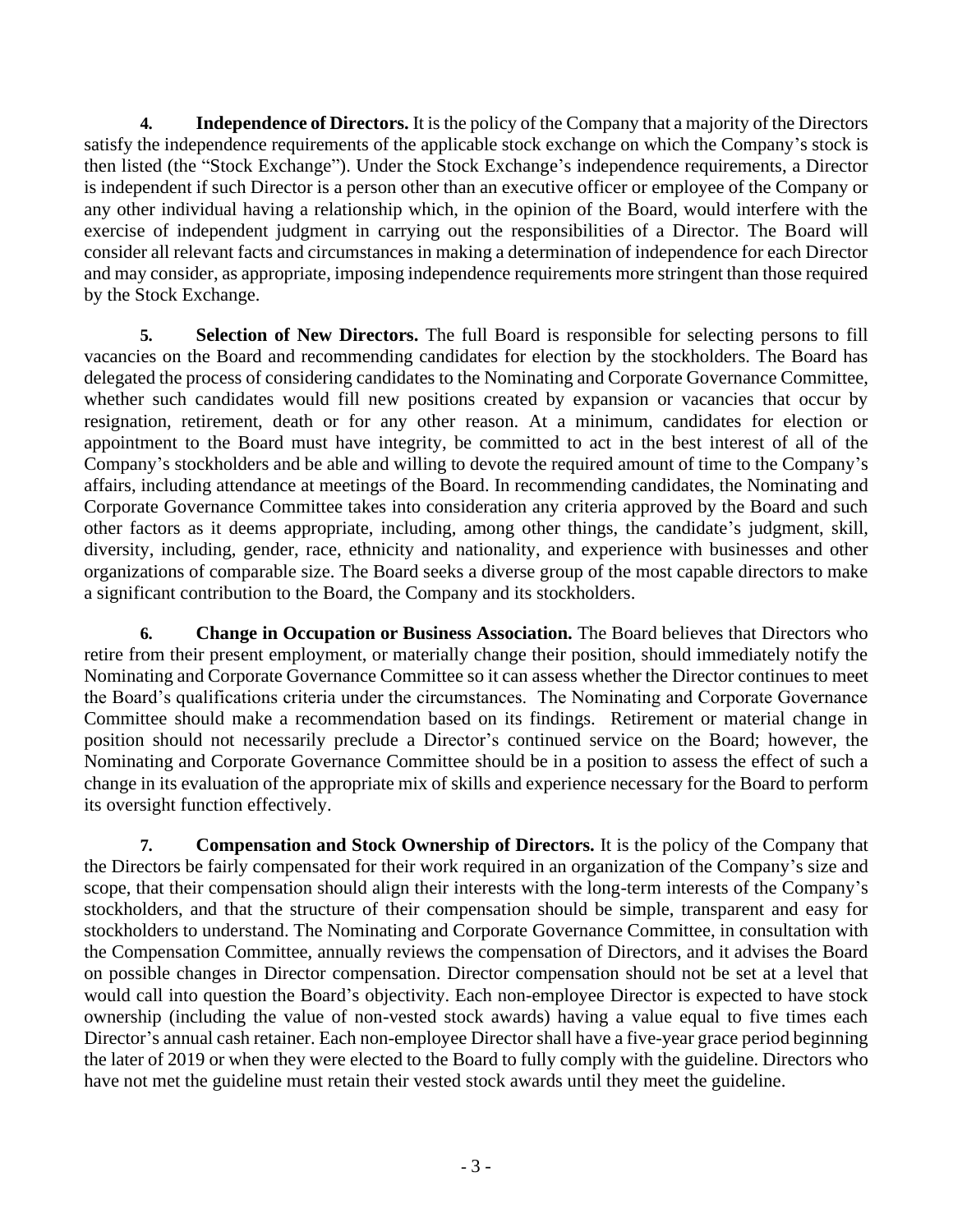**4. Independence of Directors.** It is the policy of the Company that a majority of the Directors satisfy the independence requirements of the applicable stock exchange on which the Company's stock is then listed (the "Stock Exchange"). Under the Stock Exchange's independence requirements, a Director is independent if such Director is a person other than an executive officer or employee of the Company or any other individual having a relationship which, in the opinion of the Board, would interfere with the exercise of independent judgment in carrying out the responsibilities of a Director. The Board will consider all relevant facts and circumstances in making a determination of independence for each Director and may consider, as appropriate, imposing independence requirements more stringent than those required by the Stock Exchange.

**5. Selection of New Directors.** The full Board is responsible for selecting persons to fill vacancies on the Board and recommending candidates for election by the stockholders. The Board has delegated the process of considering candidates to the Nominating and Corporate Governance Committee, whether such candidates would fill new positions created by expansion or vacancies that occur by resignation, retirement, death or for any other reason. At a minimum, candidates for election or appointment to the Board must have integrity, be committed to act in the best interest of all of the Company's stockholders and be able and willing to devote the required amount of time to the Company's affairs, including attendance at meetings of the Board. In recommending candidates, the Nominating and Corporate Governance Committee takes into consideration any criteria approved by the Board and such other factors as it deems appropriate, including, among other things, the candidate's judgment, skill, diversity, including, gender, race, ethnicity and nationality, and experience with businesses and other organizations of comparable size. The Board seeks a diverse group of the most capable directors to make a significant contribution to the Board, the Company and its stockholders.

**6. Change in Occupation or Business Association.** The Board believes that Directors who retire from their present employment, or materially change their position, should immediately notify the Nominating and Corporate Governance Committee so it can assess whether the Director continues to meet the Board's qualifications criteria under the circumstances. The Nominating and Corporate Governance Committee should make a recommendation based on its findings. Retirement or material change in position should not necessarily preclude a Director's continued service on the Board; however, the Nominating and Corporate Governance Committee should be in a position to assess the effect of such a change in its evaluation of the appropriate mix of skills and experience necessary for the Board to perform its oversight function effectively.

**7. Compensation and Stock Ownership of Directors.** It is the policy of the Company that the Directors be fairly compensated for their work required in an organization of the Company's size and scope, that their compensation should align their interests with the long-term interests of the Company's stockholders, and that the structure of their compensation should be simple, transparent and easy for stockholders to understand. The Nominating and Corporate Governance Committee, in consultation with the Compensation Committee, annually reviews the compensation of Directors, and it advises the Board on possible changes in Director compensation. Director compensation should not be set at a level that would call into question the Board's objectivity. Each non-employee Director is expected to have stock ownership (including the value of non-vested stock awards) having a value equal to five times each Director's annual cash retainer. Each non-employee Director shall have a five-year grace period beginning the later of 2019 or when they were elected to the Board to fully comply with the guideline. Directors who have not met the guideline must retain their vested stock awards until they meet the guideline.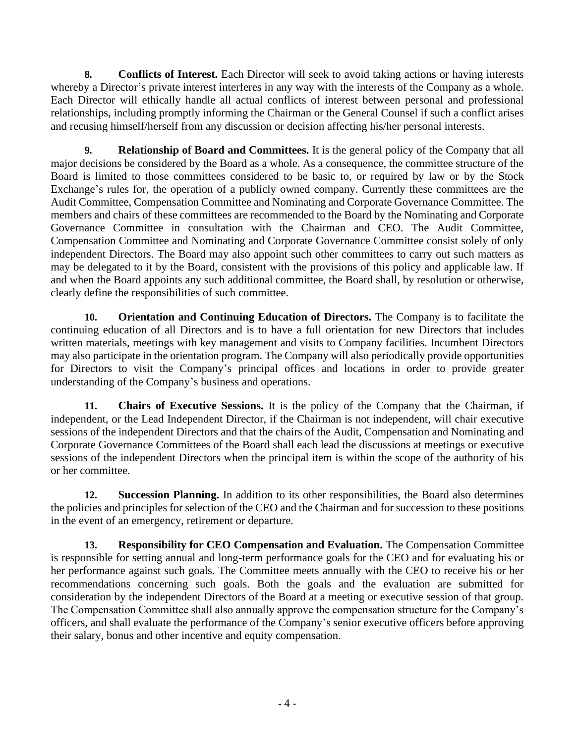**8. Conflicts of Interest.** Each Director will seek to avoid taking actions or having interests whereby a Director's private interest interferes in any way with the interests of the Company as a whole. Each Director will ethically handle all actual conflicts of interest between personal and professional relationships, including promptly informing the Chairman or the General Counsel if such a conflict arises and recusing himself/herself from any discussion or decision affecting his/her personal interests.

**9. Relationship of Board and Committees.** It is the general policy of the Company that all major decisions be considered by the Board as a whole. As a consequence, the committee structure of the Board is limited to those committees considered to be basic to, or required by law or by the Stock Exchange's rules for, the operation of a publicly owned company. Currently these committees are the Audit Committee, Compensation Committee and Nominating and Corporate Governance Committee. The members and chairs of these committees are recommended to the Board by the Nominating and Corporate Governance Committee in consultation with the Chairman and CEO. The Audit Committee, Compensation Committee and Nominating and Corporate Governance Committee consist solely of only independent Directors. The Board may also appoint such other committees to carry out such matters as may be delegated to it by the Board, consistent with the provisions of this policy and applicable law. If and when the Board appoints any such additional committee, the Board shall, by resolution or otherwise, clearly define the responsibilities of such committee.

**10. Orientation and Continuing Education of Directors.** The Company is to facilitate the continuing education of all Directors and is to have a full orientation for new Directors that includes written materials, meetings with key management and visits to Company facilities. Incumbent Directors may also participate in the orientation program. The Company will also periodically provide opportunities for Directors to visit the Company's principal offices and locations in order to provide greater understanding of the Company's business and operations.

**11. Chairs of Executive Sessions.** It is the policy of the Company that the Chairman, if independent, or the Lead Independent Director, if the Chairman is not independent, will chair executive sessions of the independent Directors and that the chairs of the Audit, Compensation and Nominating and Corporate Governance Committees of the Board shall each lead the discussions at meetings or executive sessions of the independent Directors when the principal item is within the scope of the authority of his or her committee.

**12. Succession Planning.** In addition to its other responsibilities, the Board also determines the policies and principles for selection of the CEO and the Chairman and for succession to these positions in the event of an emergency, retirement or departure.

**13. Responsibility for CEO Compensation and Evaluation.** The Compensation Committee is responsible for setting annual and long-term performance goals for the CEO and for evaluating his or her performance against such goals. The Committee meets annually with the CEO to receive his or her recommendations concerning such goals. Both the goals and the evaluation are submitted for consideration by the independent Directors of the Board at a meeting or executive session of that group. The Compensation Committee shall also annually approve the compensation structure for the Company's officers, and shall evaluate the performance of the Company's senior executive officers before approving their salary, bonus and other incentive and equity compensation.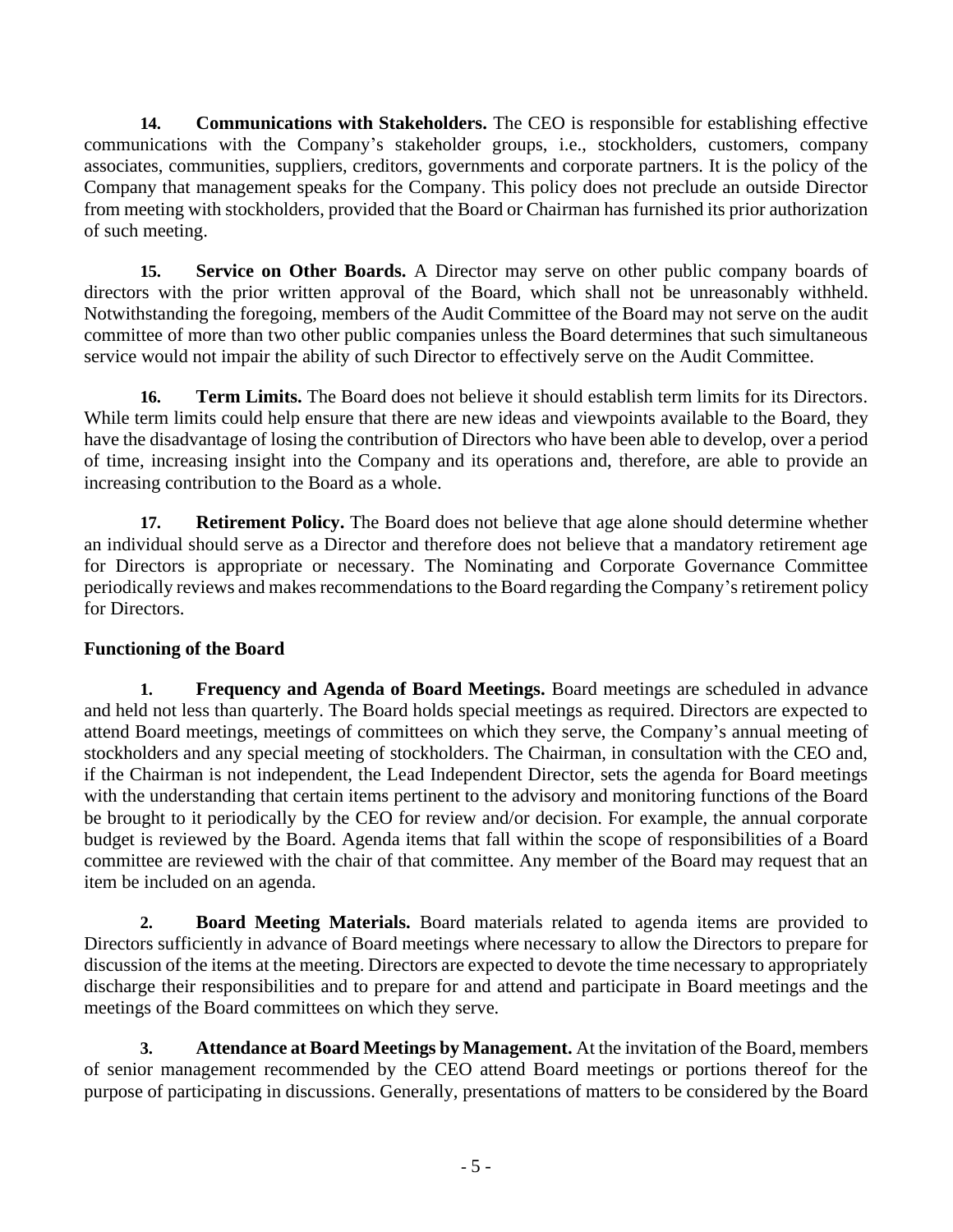**14. Communications with Stakeholders.** The CEO is responsible for establishing effective communications with the Company's stakeholder groups, i.e., stockholders, customers, company associates, communities, suppliers, creditors, governments and corporate partners. It is the policy of the Company that management speaks for the Company. This policy does not preclude an outside Director from meeting with stockholders, provided that the Board or Chairman has furnished its prior authorization of such meeting.

**15. Service on Other Boards.** A Director may serve on other public company boards of directors with the prior written approval of the Board, which shall not be unreasonably withheld. Notwithstanding the foregoing, members of the Audit Committee of the Board may not serve on the audit committee of more than two other public companies unless the Board determines that such simultaneous service would not impair the ability of such Director to effectively serve on the Audit Committee.

**16. Term Limits.** The Board does not believe it should establish term limits for its Directors. While term limits could help ensure that there are new ideas and viewpoints available to the Board, they have the disadvantage of losing the contribution of Directors who have been able to develop, over a period of time, increasing insight into the Company and its operations and, therefore, are able to provide an increasing contribution to the Board as a whole.

**17. Retirement Policy.** The Board does not believe that age alone should determine whether an individual should serve as a Director and therefore does not believe that a mandatory retirement age for Directors is appropriate or necessary. The Nominating and Corporate Governance Committee periodically reviews and makes recommendations to the Board regarding the Company's retirement policy for Directors.

**Functioning of the Board**

**1. Frequency and Agenda of Board Meetings.** Board meetings are scheduled in advance and held not less than quarterly. The Board holds special meetings as required. Directors are expected to attend Board meetings, meetings of committees on which they serve, the Company's annual meeting of stockholders and any special meeting of stockholders. The Chairman, in consultation with the CEO and, if the Chairman is not independent, the Lead Independent Director, sets the agenda for Board meetings with the understanding that certain items pertinent to the advisory and monitoring functions of the Board be brought to it periodically by the CEO for review and/or decision. For example, the annual corporate budget is reviewed by the Board. Agenda items that fall within the scope of responsibilities of a Board committee are reviewed with the chair of that committee. Any member of the Board may request that an item be included on an agenda.

**2. Board Meeting Materials.** Board materials related to agenda items are provided to Directors sufficiently in advance of Board meetings where necessary to allow the Directors to prepare for discussion of the items at the meeting. Directors are expected to devote the time necessary to appropriately discharge their responsibilities and to prepare for and attend and participate in Board meetings and the meetings of the Board committees on which they serve.

**3. Attendance at Board Meetings by Management.** At the invitation of the Board, members of senior management recommended by the CEO attend Board meetings or portions thereof for the purpose of participating in discussions. Generally, presentations of matters to be considered by the Board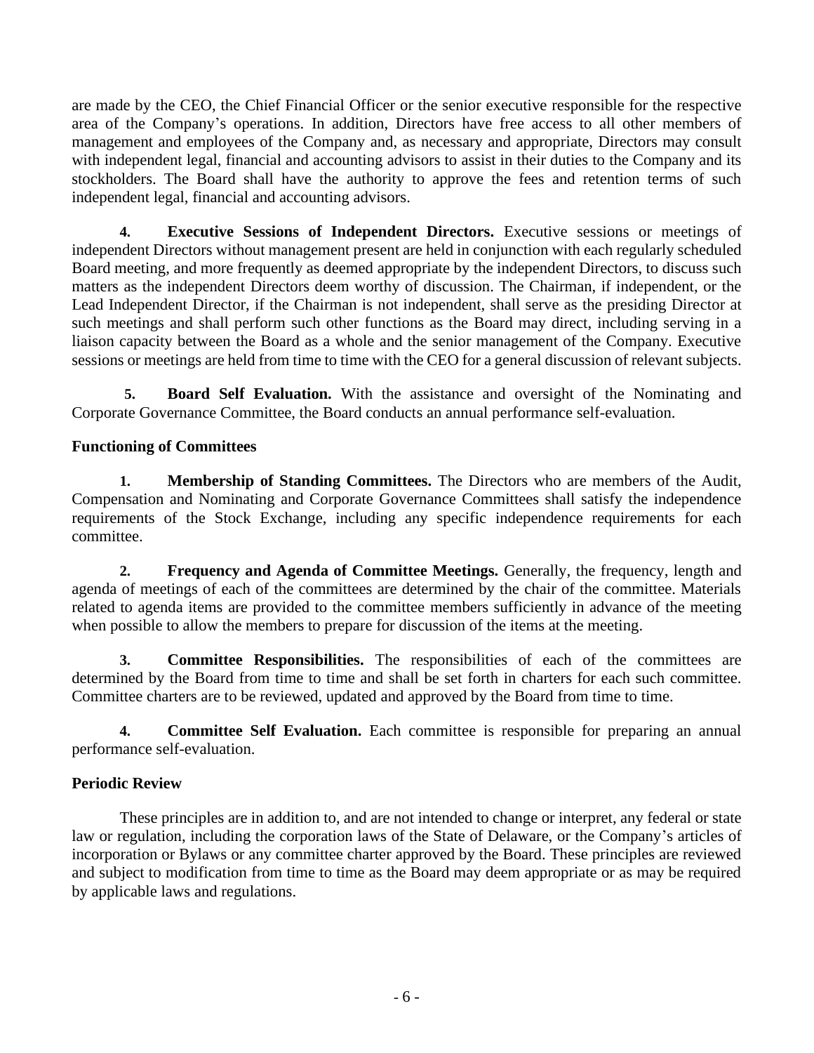are made by the CEO, the Chief Financial Officer or the senior executive responsible for the respective area of the Company's operations. In addition, Directors have free access to all other members of management and employees of the Company and, as necessary and appropriate, Directors may consult with independent legal, financial and accounting advisors to assist in their duties to the Company and its stockholders. The Board shall have the authority to approve the fees and retention terms of such independent legal, financial and accounting advisors.

**4. Executive Sessions of Independent Directors.** Executive sessions or meetings of independent Directors without management present are held in conjunction with each regularly scheduled Board meeting, and more frequently as deemed appropriate by the independent Directors, to discuss such matters as the independent Directors deem worthy of discussion. The Chairman, if independent, or the Lead Independent Director, if the Chairman is not independent, shall serve as the presiding Director at such meetings and shall perform such other functions as the Board may direct, including serving in a liaison capacity between the Board as a whole and the senior management of the Company. Executive sessions or meetings are held from time to time with the CEO for a general discussion of relevant subjects.

**5. Board Self Evaluation.** With the assistance and oversight of the Nominating and Corporate Governance Committee, the Board conducts an annual performance self-evaluation.

**Functioning of Committees**

**1. Membership of Standing Committees.** The Directors who are members of the Audit, Compensation and Nominating and Corporate Governance Committees shall satisfy the independence requirements of the Stock Exchange, including any specific independence requirements for each committee.

**2. Frequency and Agenda of Committee Meetings.** Generally, the frequency, length and agenda of meetings of each of the committees are determined by the chair of the committee. Materials related to agenda items are provided to the committee members sufficiently in advance of the meeting when possible to allow the members to prepare for discussion of the items at the meeting.

**3. Committee Responsibilities.** The responsibilities of each of the committees are determined by the Board from time to time and shall be set forth in charters for each such committee. Committee charters are to be reviewed, updated and approved by the Board from time to time.

**4. Committee Self Evaluation.** Each committee is responsible for preparing an annual performance self-evaluation.

**Periodic Review**

These principles are in addition to, and are not intended to change or interpret, any federal or state law or regulation, including the corporation laws of the State of Delaware, or the Company's articles of incorporation or Bylaws or any committee charter approved by the Board. These principles are reviewed and subject to modification from time to time as the Board may deem appropriate or as may be required by applicable laws and regulations.